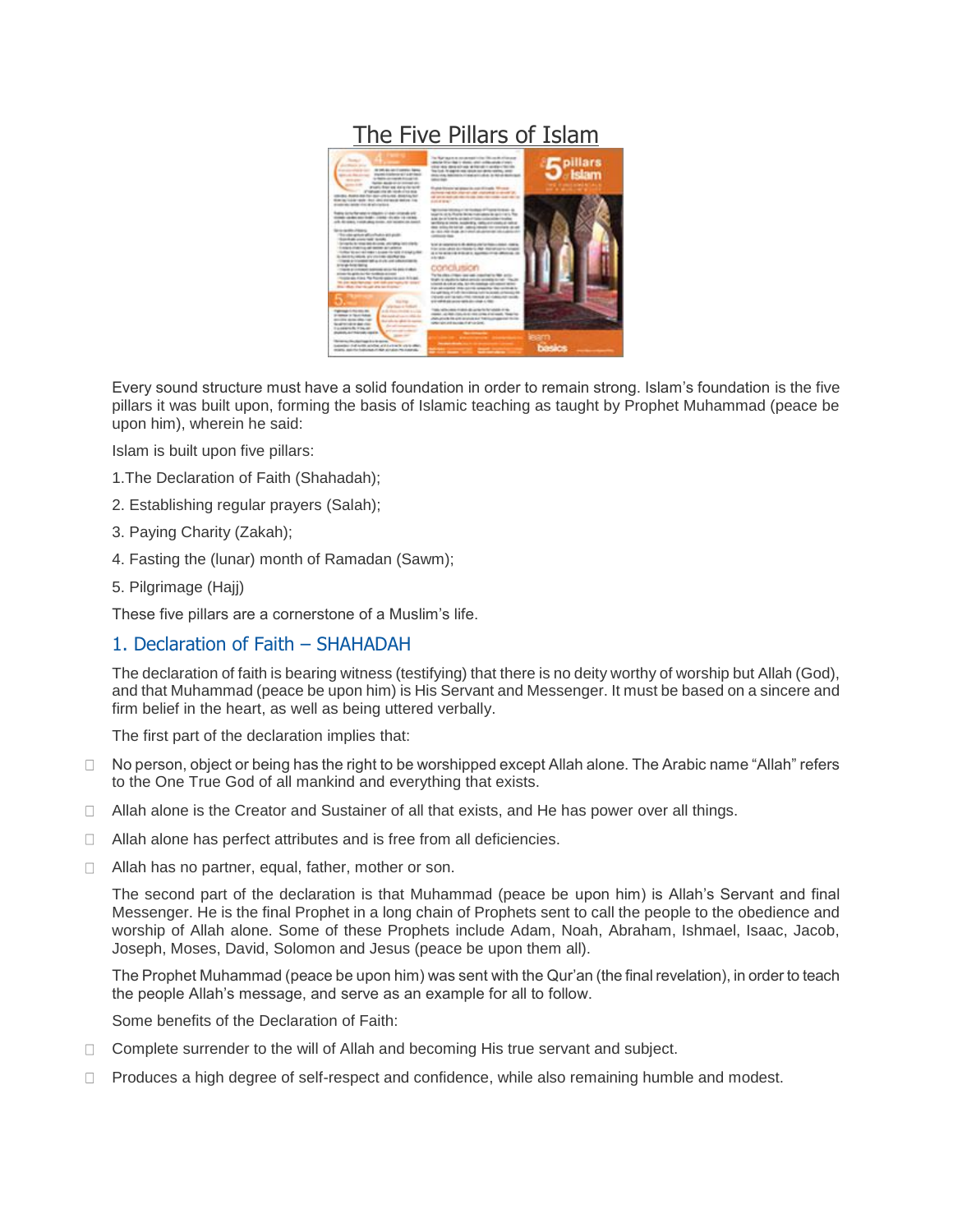# The Five Pillars of Islam

Every sound structure must have a solid foundation in order to remain strong. Islam's foundation is the five pillars it was built upon, forming the basis of Islamic teaching as taught by Prophet Muhammad (peace be upon him), wherein he said:

Islam is built upon five pillars:

1.The Declaration of Faith (Shahadah);

2. Establishing regular prayers (Salah);

3. Paying Charity (Zakah);

4. Fasting the (lunar) month of Ramadan (Sawm);

5. Pilgrimage (Hajj)

These five pillars are a cornerstone of a Muslim's life.

## 1. Declaration of Faith – SHAHADAH

The declaration of faith is bearing witness (testifying) that there is no deity worthy of worship but Allah (God), and that Muhammad (peace be upon him) is His Servant and Messenger. It must be based on a sincere and firm belief in the heart, as well as being uttered verbally.

The first part of the declaration implies that:

- No person, object or being has the right to be worshipped except Allah alone. The Arabic name "Allah" refers to the One True God of all mankind and everything that exists.
- Allah alone is the Creator and Sustainer of all that exists, and He has power over all things.
- Allah alone has perfect attributes and is free from all deficiencies.
- Allah has no partner, equal, father, mother or son.

The second part of the declaration is that Muhammad (peace be upon him) is Allah's Servant and final Messenger. He is the final Prophet in a long chain of Prophets sent to call the people to the obedience and worship of Allah alone. Some of these Prophets include Adam, Noah, Abraham, Ishmael, Isaac, Jacob, Joseph, Moses, David, Solomon and Jesus (peace be upon them all).

The Prophet Muhammad (peace be upon him) was sent with the Qur'an (the final revelation), in order to teach the people Allah's message, and serve as an example for all to follow.

Some benefits of the Declaration of Faith:

- Complete surrender to the will of Allah and becoming His true servant and subject.
- Produces a high degree of self-respect and confidence, while also remaining humble and modest.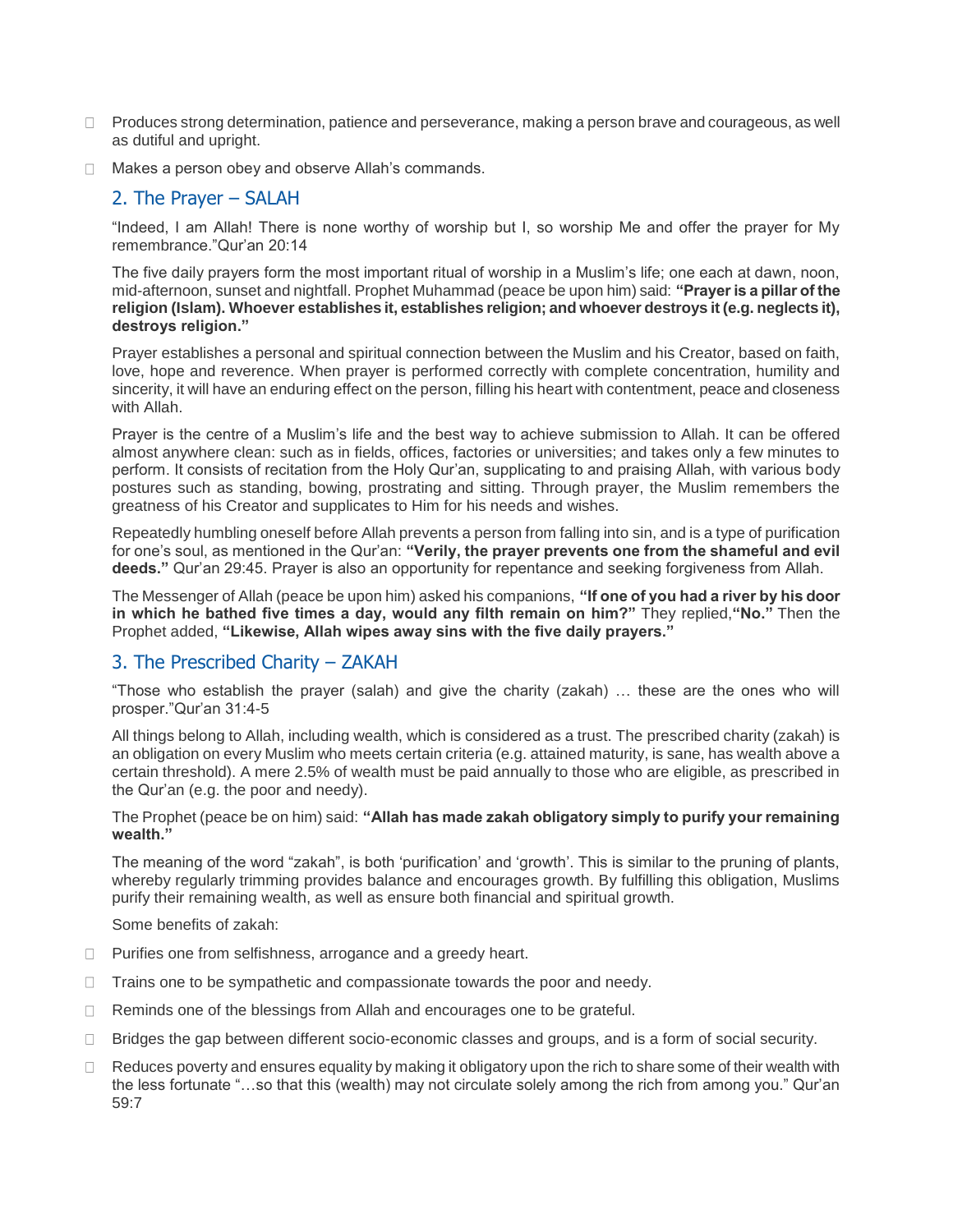- Produces strong determination, patience and perseverance, making a person brave and courageous, as well as dutiful and upright.
- Makes a person obey and observe Allah's commands.

## 2. The Prayer – SALAH

"Indeed, I am Allah! There is none worthy of worship but I, so worship Me and offer the prayer for My remembrance."Qur'an 20:14

The five daily prayers form the most important ritual of worship in a Muslim's life; one each at dawn, noon, mid-afternoon, sunset and nightfall. Prophet Muhammad (peace be upon him) said: **"Prayer is a pillar of the religion (Islam). Whoever establishes it, establishes religion; and whoever destroys it (e.g. neglects it), destroys religion."**

Prayer establishes a personal and spiritual connection between the Muslim and his Creator, based on faith, love, hope and reverence. When prayer is performed correctly with complete concentration, humility and sincerity, it will have an enduring effect on the person, filling his heart with contentment, peace and closeness with Allah.

Prayer is the centre of a Muslim's life and the best way to achieve submission to Allah. It can be offered almost anywhere clean: such as in fields, offices, factories or universities; and takes only a few minutes to perform. It consists of recitation from the Holy Qur'an, supplicating to and praising Allah, with various body postures such as standing, bowing, prostrating and sitting. Through prayer, the Muslim remembers the greatness of his Creator and supplicates to Him for his needs and wishes.

Repeatedly humbling oneself before Allah prevents a person from falling into sin, and is a type of purification for one's soul, as mentioned in the Qur'an: **"Verily, the prayer prevents one from the shameful and evil deeds."** Qur'an 29:45. Prayer is also an opportunity for repentance and seeking forgiveness from Allah.

The Messenger of Allah (peace be upon him) asked his companions, **"If one of you had a river by his door in which he bathed five times a day, would any filth remain on him?"** They replied,**"No."** Then the Prophet added, **"Likewise, Allah wipes away sins with the five daily prayers."**

## 3. The Prescribed Charity – ZAKAH

"Those who establish the prayer (salah) and give the charity (zakah) … these are the ones who will prosper."Qur'an 31:4-5

All things belong to Allah, including wealth, which is considered as a trust. The prescribed charity (zakah) is an obligation on every Muslim who meets certain criteria (e.g. attained maturity, is sane, has wealth above a certain threshold). A mere 2.5% of wealth must be paid annually to those who are eligible, as prescribed in the Qur'an (e.g. the poor and needy).

The Prophet (peace be on him) said: **"Allah has made zakah obligatory simply to purify your remaining wealth."**

The meaning of the word "zakah", is both 'purification' and 'growth'. This is similar to the pruning of plants, whereby regularly trimming provides balance and encourages growth. By fulfilling this obligation, Muslims purify their remaining wealth, as well as ensure both financial and spiritual growth.

Some benefits of zakah:

- Purifies one from selfishness, arrogance and a greedy heart.
- Trains one to be sympathetic and compassionate towards the poor and needy.
- Reminds one of the blessings from Allah and encourages one to be grateful.
- Bridges the gap between different socio-economic classes and groups, and is a form of social security.
- Reduces poverty and ensures equality by making it obligatory upon the rich to share some of their wealth with the less fortunate "…so that this (wealth) may not circulate solely among the rich from among you." Qur'an 59:7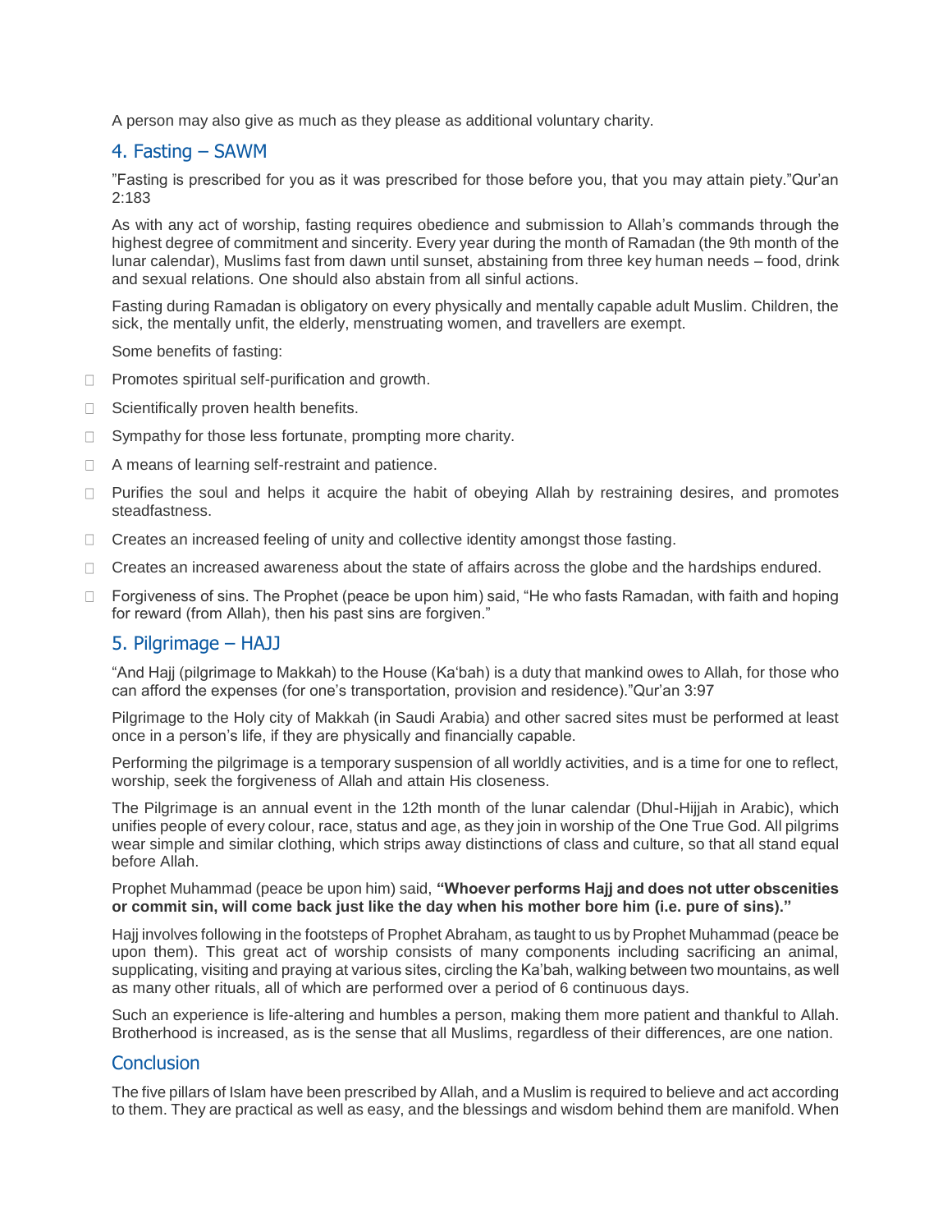A person may also give as much as they please as additional voluntary charity.

## 4. Fasting – SAWM

”Fasting is prescribed for you as it was prescribed for those before you, that you may attain piety.”Qur’an 2:183

As with any act of worship, fasting requires obedience and submission to Allah’s commands through the highest degree of commitment and sincerity. Every year during the month of Ramadan (the 9th month of the lunar calendar), Muslims fast from dawn until sunset, abstaining from three key human needs – food, drink and sexual relations. One should also abstain from all sinful actions.

Fasting during Ramadan is obligatory on every physically and mentally capable adult Muslim. Children, the sick, the mentally unfit, the elderly, menstruating women, and travellers are exempt.

Some benefits of fasting:

- Promotes spiritual self-purification and growth.
- Scientifically proven health benefits.
- Sympathy for those less fortunate, prompting more charity.
- A means of learning self-restraint and patience.
- Purifies the soul and helps it acquire the habit of obeying Allah by restraining desires, and promotes steadfastness.
- Creates an increased feeling of unity and collective identity amongst those fasting.
- Creates an increased awareness about the state of affairs across the globe and the hardships endured.
- Forgiveness of sins. The Prophet (peace be upon him) said, “He who fasts Ramadan, with faith and hoping for reward (from Allah), then his past sins are forgiven.”

## 5. Pilgrimage – HAJJ

“And Hajj (pilgrimage to Makkah) to the House (Ka‘bah) is a duty that mankind owes to Allah, for those who can afford the expenses (for one’s transportation, provision and residence).”Qur’an 3:97

Pilgrimage to the Holy city of Makkah (in Saudi Arabia) and other sacred sites must be performed at least once in a person’s life, if they are physically and financially capable.

Performing the pilgrimage is a temporary suspension of all worldly activities, and is a time for one to reflect, worship, seek the forgiveness of Allah and attain His closeness.

The Pilgrimage is an annual event in the 12th month of the lunar calendar (Dhul-Hijjah in Arabic), which unifies people of every colour, race, status and age, as they join in worship of the One True God. All pilgrims wear simple and similar clothing, which strips away distinctions of class and culture, so that all stand equal before Allah.

Prophet Muhammad (peace be upon him) said, **“Whoever performs Hajj and does not utter obscenities or commit sin, will come back just like the day when his mother bore him (i.e. pure of sins).”**

Hajj involves following in the footsteps of Prophet Abraham, as taught to us by Prophet Muhammad (peace be upon them). This great act of worship consists of many components including sacrificing an animal, supplicating, visiting and praying at various sites, circling the Ka’bah, walking between two mountains, as well as many other rituals, all of which are performed over a period of 6 continuous days.

Such an experience is life-altering and humbles a person, making them more patient and thankful to Allah. Brotherhood is increased, as is the sense that all Muslims, regardless of their differences, are one nation.

## Conclusion

The five pillars of Islam have been prescribed by Allah, and a Muslim is required to believe and act according to them. They are practical as well as easy, and the blessings and wisdom behind them are manifold. When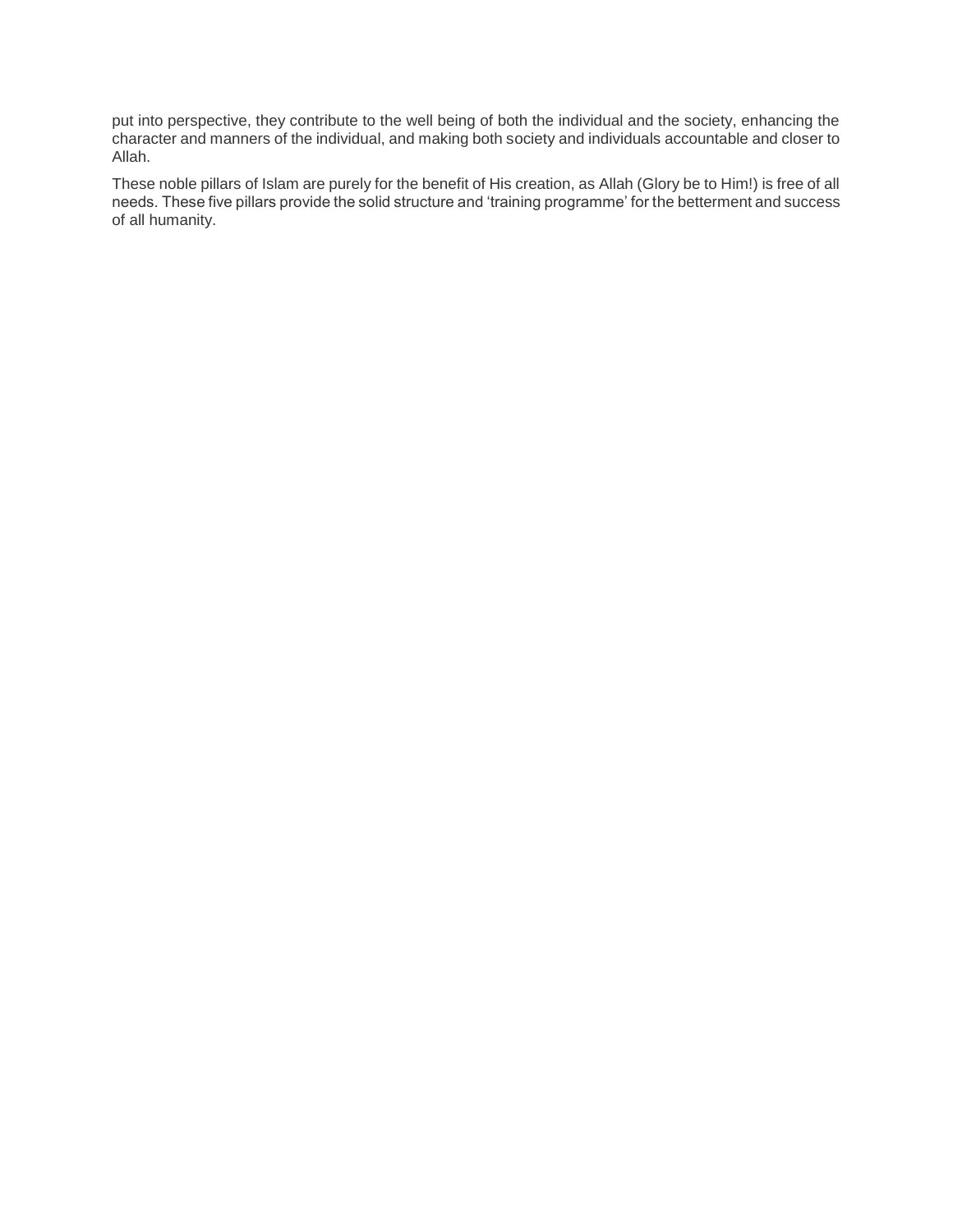put into perspective, they contribute to the well being of both the individual and the society, enhancing the character and manners of the individual, and making both society and individuals accountable and closer to Allah.

These noble pillars of Islam are purely for the benefit of His creation, as Allah (Glory be to Him!) is free of all needs. These five pillars provide the solid structure and 'training programme' for the betterment and success of all humanity.